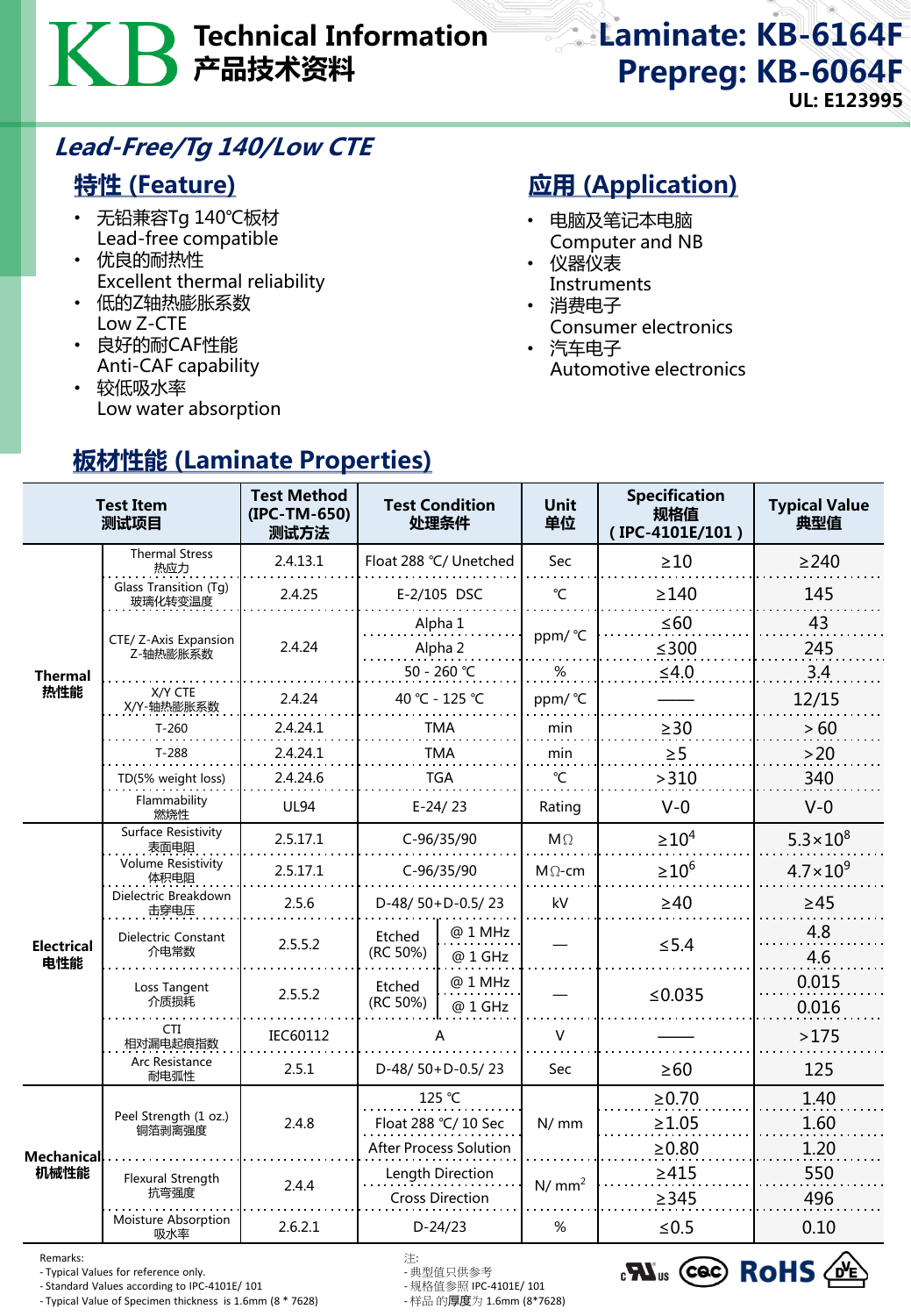# KB Technical Information 产品技术资料

# Laminate: KB-6164F
# Prepreg: KB-6064F

**UL: E123995**

## *Lead-Free/Tg 140/Low CTE*

## 特性 (Feature)

- 无铅兼容Tg 140℃板材
  Lead-free compatible
- 优良的耐热性
  Excellent thermal reliability
- 低的Z轴热膨胀系数
  Low Z-CTE
- 良好的耐CAF性能
  Anti-CAF capability
- 较低吸水率
  Low water absorption

## 应用 (Application)

- 电脑及笔记本电脑
  Computer and NB
- 仪器仪表
  Instruments
- 消费电子
  Consumer electronics
- 汽车电子
  Automotive electronics

## 板材性能 (Laminate Properties)

| Test Item 测试项目 | | Test Method (IPC-TM-650) 测试方法 | Test Condition 处理条件 | | Unit 单位 | Specification 规格值 (IPC-4101E/101) | Typical Value 典型值 |
|---|---|---|---|---|---|---|---|
| Thermal 热性能 | Thermal Stress 热应力 | 2.4.13.1 | Float 288 ℃/ Unetched | | Sec | ≥10 | ≥240 |
| | Glass Transition (Tg) 玻璃化转变温度 | 2.4.25 | E-2/105 DSC | | ℃ | ≥140 | 145 |
| | CTE/ Z-Axis Expansion Z-轴热膨胀系数 | 2.4.24 | Alpha 1 | | ppm/ ℃ | ≤60 | 43 |
| | | | Alpha 2 | | ppm/ ℃ | ≤300 | 245 |
| | | | 50 - 260 ℃ | | % | ≤4.0 | 3.4 |
| | X/Y CTE X/Y-轴热膨胀系数 | 2.4.24 | 40 ℃ - 125 ℃ | | ppm/ ℃ | —— | 12/15 |
| | T-260 | 2.4.24.1 | TMA | | min | ≥30 | > 60 |
| | T-288 | 2.4.24.1 | TMA | | min | ≥5 | >20 |
| | TD(5% weight loss) | 2.4.24.6 | TGA | | ℃ | >310 | 340 |
| | Flammability 燃烧性 | UL94 | E-24/ 23 | | Rating | V-0 | V-0 |
| Electrical 电性能 | Surface Resistivity 表面电阻 | 2.5.17.1 | C-96/35/90 | | MΩ | $\geq 10^4$ | $5.3\times10^8$ |
| | Volume Resistivity 体积电阻 | 2.5.17.1 | C-96/35/90 | | MΩ-cm | $\geq 10^6$ | $4.7\times10^9$ |
| | Dielectric Breakdown 击穿电压 | 2.5.6 | D-48/ 50+D-0.5/ 23 | | kV | ≥40 | ≥45 |
| | Dielectric Constant 介电常数 | 2.5.5.2 | Etched (RC 50%) | @ 1 MHz | — | ≤5.4 | 4.8 |
| | | | | @ 1 GHz | | | 4.6 |
| | Loss Tangent 介质损耗 | 2.5.5.2 | Etched (RC 50%) | @ 1 MHz | — | ≤0.035 | 0.015 |
| | | | | @ 1 GHz | | | 0.016 |
| | CTI 相对漏电起痕指数 | IEC60112 | A | | V | —— | >175 |
| | Arc Resistance 耐电弧性 | 2.5.1 | D-48/ 50+D-0.5/ 23 | | Sec | ≥60 | 125 |
| Mechanical 机械性能 | Peel Strength (1 oz.) 铜箔剥离强度 | 2.4.8 | 125 ℃ | | N/ mm | ≥0.70 | 1.40 |
| | | | Float 288 ℃/ 10 Sec | | N/ mm | ≥1.05 | 1.60 |
| | | | After Process Solution | | N/ mm | ≥0.80 | 1.20 |
| | Flexural Strength 抗弯强度 | 2.4.4 | Length Direction | | $N/mm^2$ | ≥415 | 550 |
| | | | Cross Direction | | $N/mm^2$ | ≥345 | 496 |
| | Moisture Absorption 吸水率 | 2.6.2.1 | D-24/23 | | % | ≤0.5 | 0.10 |

Remarks:
- Typical Values for reference only.
- Standard Values according to IPC-4101E/ 101
- Typical Value of Specimen thickness is 1.6mm (8 * 7628)

注:
- 典型值只供参考
- 规格值参照 IPC-4101E/ 101
- 样品 的**厚度**为 1.6mm (8*7628)

c UL us  CQC  RoHS  VDE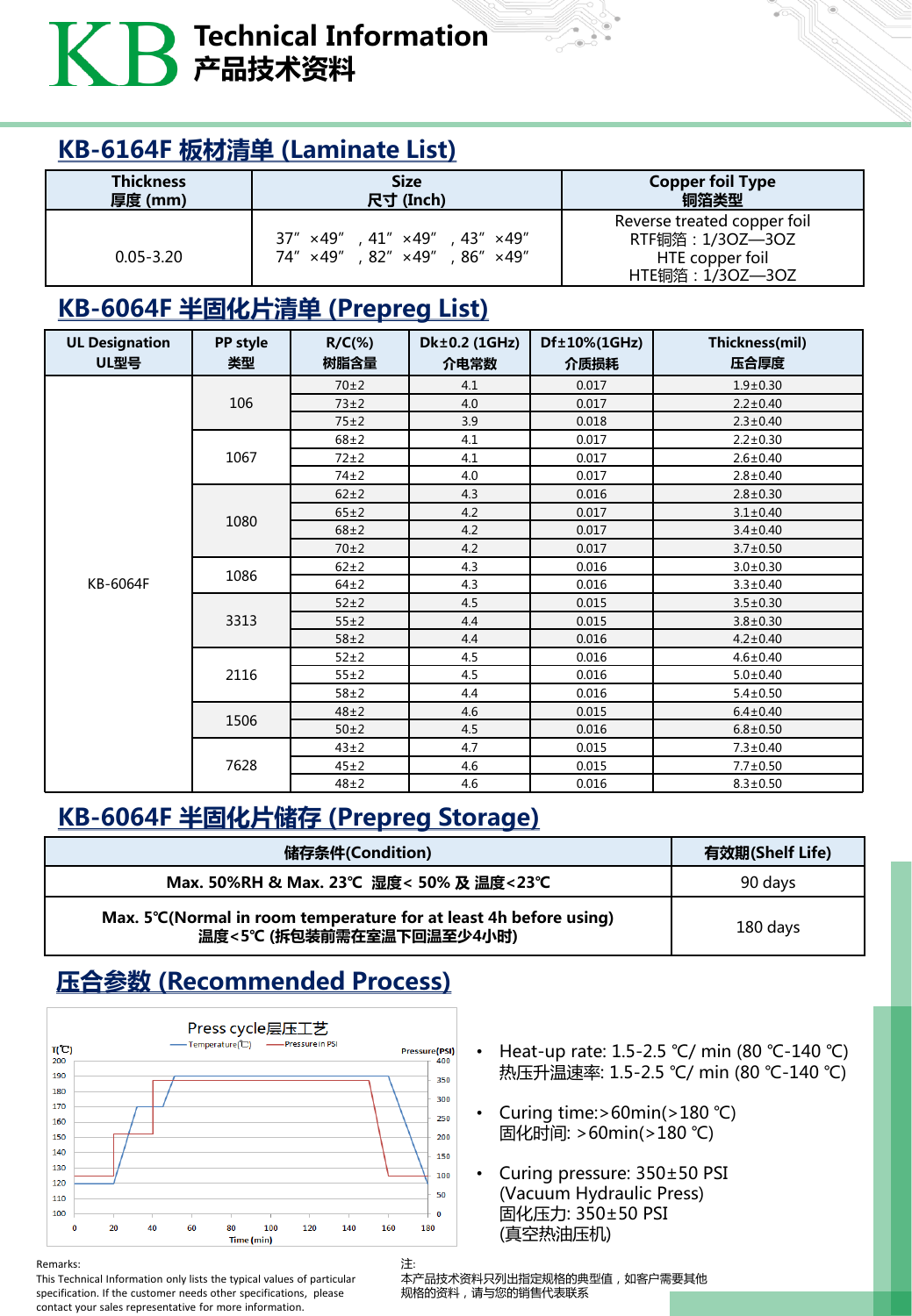# KB Technical Information 产品技术资料

## KB-6164F 板材清单 (Laminate List)

| Thickness 厚度 (mm) | Size 尺寸 (Inch) | Copper foil Type 铜箔类型 |
|---|---|---|
| 0.05-3.20 | 37″ ×49″ ，41″ ×49″ ，43″ ×49″ 74″ ×49″ ，82″ ×49″ ，86″ ×49″ | Reverse treated copper foil RTF铜箔：1/3OZ—3OZ HTE copper foil HTE铜箔：1/3OZ—3OZ |

## KB-6064F 半固化片清单 (Prepreg List)

| UL Designation UL型号 | PP style 类型 | R/C(%) 树脂含量 | Dk±0.2 (1GHz) 介电常数 | Df±10%(1GHz) 介质损耗 | Thickness(mil) 压合厚度 |
|---|---|---|---|---|---|
| KB-6064F | 106 | 70±2 | 4.1 | 0.017 | 1.9±0.30 |
| | | 73±2 | 4.0 | 0.017 | 2.2±0.40 |
| | | 75±2 | 3.9 | 0.018 | 2.3±0.40 |
| | 1067 | 68±2 | 4.1 | 0.017 | 2.2±0.30 |
| | | 72±2 | 4.1 | 0.017 | 2.6±0.40 |
| | | 74±2 | 4.0 | 0.017 | 2.8±0.40 |
| | 1080 | 62±2 | 4.3 | 0.016 | 2.8±0.30 |
| | | 65±2 | 4.2 | 0.017 | 3.1±0.40 |
| | | 68±2 | 4.2 | 0.017 | 3.4±0.40 |
| | | 70±2 | 4.2 | 0.017 | 3.7±0.50 |
| | 1086 | 62±2 | 4.3 | 0.016 | 3.0±0.30 |
| | | 64±2 | 4.3 | 0.016 | 3.3±0.40 |
| | 3313 | 52±2 | 4.5 | 0.015 | 3.5±0.30 |
| | | 55±2 | 4.4 | 0.015 | 3.8±0.30 |
| | | 58±2 | 4.4 | 0.016 | 4.2±0.40 |
| | 2116 | 52±2 | 4.5 | 0.016 | 4.6±0.40 |
| | | 55±2 | 4.5 | 0.016 | 5.0±0.40 |
| | | 58±2 | 4.4 | 0.016 | 5.4±0.50 |
| | 1506 | 48±2 | 4.6 | 0.015 | 6.4±0.40 |
| | | 50±2 | 4.5 | 0.016 | 6.8±0.50 |
| | 7628 | 43±2 | 4.7 | 0.015 | 7.3±0.40 |
| | | 45±2 | 4.6 | 0.015 | 7.7±0.50 |
| | | 48±2 | 4.6 | 0.016 | 8.3±0.50 |

## KB-6064F 半固化片储存 (Prepreg Storage)

| 储存条件(Condition) | 有效期(Shelf Life) |
|---|---|
| Max. 50%RH & Max. 23℃ 湿度< 50% 及 温度<23℃ | 90 days |
| Max. 5℃(Normal in room temperature for at least 4h before using) 温度<5℃ (拆包装前需在室温下回温至少4小时) | 180 days |

## 压合参数 (Recommended Process)

Press cycle层压工艺

Temperature(℃) Pressure in PSI

T(℃)

Pressure(PSI)

Time (min)

- Heat-up rate: 1.5-2.5 ℃/ min (80 ℃-140 ℃)
  热压升温速率: 1.5-2.5 ℃/ min (80 ℃-140 ℃)
- Curing time:>60min(>180 ℃)
  固化时间: >60min(>180 ℃)
- Curing pressure: 350±50 PSI
  (Vacuum Hydraulic Press)
  固化压力: 350±50 PSI
  (真空热油压机)

Remarks:
This Technical Information only lists the typical values of particular specification. If the customer needs other specifications, please contact your sales representative for more information.

注:
本产品技术资料只列出指定规格的典型值，如客户需要其他规格的资料，请与您的销售代表联系